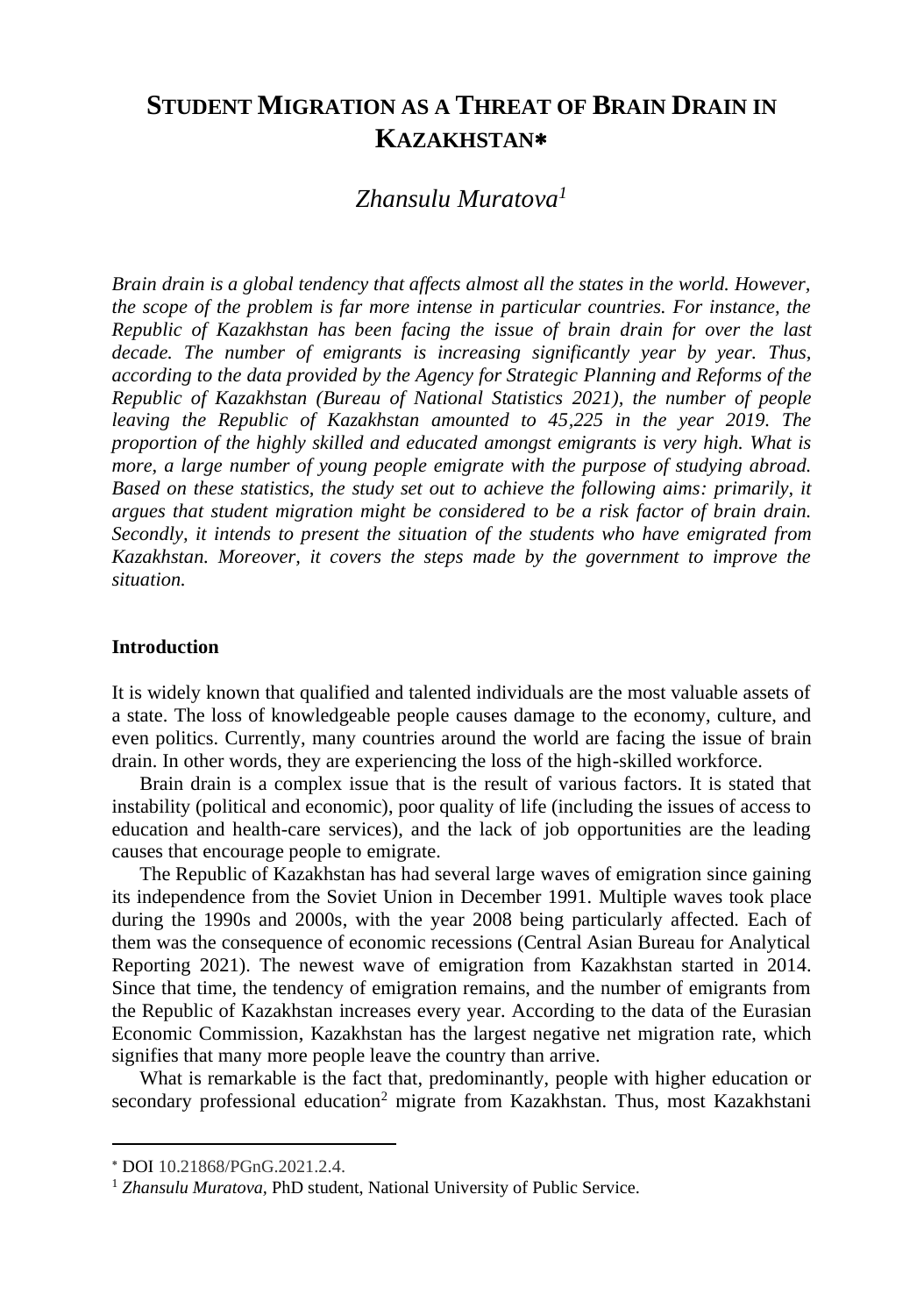# Student Migration as a Threat of Brain Drain in Kazakhstan*

*Zhansulu Muratova*[1]

*Brain drain is a global tendency that affects almost all the states in the world. However, the scope of the problem is far more intense in particular countries. For instance, the Republic of Kazakhstan has been facing the issue of brain drain for over the last decade. The number of emigrants is increasing significantly year by year. Thus, according to the data provided by the Agency for Strategic Planning and Reforms of the Republic of Kazakhstan (Bureau of National Statistics 2021), the number of people leaving the Republic of Kazakhstan amounted to 45,225 in the year 2019. The proportion of the highly skilled and educated amongst emigrants is very high. What is more, a large number of young people emigrate with the purpose of studying abroad. Based on these statistics, the study set out to achieve the following aims: primarily, it argues that student migration might be considered to be a risk factor of brain drain. Secondly, it intends to present the situation of the students who have emigrated from Kazakhstan. Moreover, it covers the steps made by the government to improve the situation.*

## Introduction

It is widely known that qualified and talented individuals are the most valuable assets of a state. The loss of knowledgeable people causes damage to the economy, culture, and even politics. Currently, many countries around the world are facing the issue of brain drain. In other words, they are experiencing the loss of the high-skilled workforce.

Brain drain is a complex issue that is the result of various factors. It is stated that instability (political and economic), poor quality of life (including the issues of access to education and health-care services), and the lack of job opportunities are the leading causes that encourage people to emigrate.

The Republic of Kazakhstan has had several large waves of emigration since gaining its independence from the Soviet Union in December 1991. Multiple waves took place during the 1990s and 2000s, with the year 2008 being particularly affected. Each of them was the consequence of economic recessions (Central Asian Bureau for Analytical Reporting 2021). The newest wave of emigration from Kazakhstan started in 2014. Since that time, the tendency of emigration remains, and the number of emigrants from the Republic of Kazakhstan increases every year. According to the data of the Eurasian Economic Commission, Kazakhstan has the largest negative net migration rate, which signifies that many more people leave the country than arrive.

What is remarkable is the fact that, predominantly, people with higher education or secondary professional education[2] migrate from Kazakhstan. Thus, most Kazakhstani

---

* DOI 10.21868/PGnG.2021.2.4.

[1] *Zhansulu Muratova*, PhD student, National University of Public Service.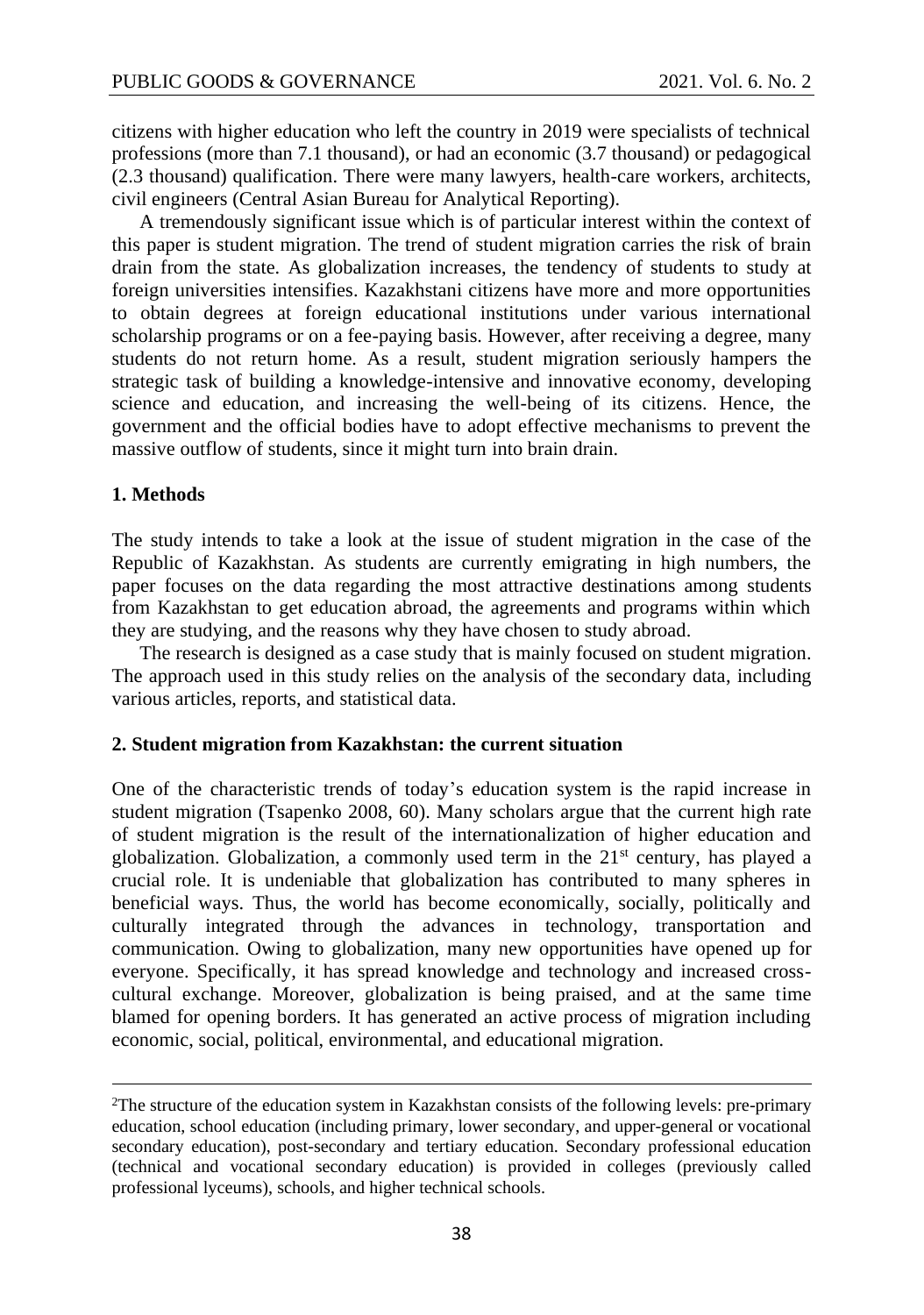citizens with higher education who left the country in 2019 were specialists of technical professions (more than 7.1 thousand), or had an economic (3.7 thousand) or pedagogical (2.3 thousand) qualification. There were many lawyers, health-care workers, architects, civil engineers (Central Asian Bureau for Analytical Reporting).

A tremendously significant issue which is of particular interest within the context of this paper is student migration. The trend of student migration carries the risk of brain drain from the state. As globalization increases, the tendency of students to study at foreign universities intensifies. Kazakhstani citizens have more and more opportunities to obtain degrees at foreign educational institutions under various international scholarship programs or on a fee-paying basis. However, after receiving a degree, many students do not return home. As a result, student migration seriously hampers the strategic task of building a knowledge-intensive and innovative economy, developing science and education, and increasing the well-being of its citizens. Hence, the government and the official bodies have to adopt effective mechanisms to prevent the massive outflow of students, since it might turn into brain drain.

## 1. Methods

The study intends to take a look at the issue of student migration in the case of the Republic of Kazakhstan. As students are currently emigrating in high numbers, the paper focuses on the data regarding the most attractive destinations among students from Kazakhstan to get education abroad, the agreements and programs within which they are studying, and the reasons why they have chosen to study abroad.

The research is designed as a case study that is mainly focused on student migration. The approach used in this study relies on the analysis of the secondary data, including various articles, reports, and statistical data.

## 2. Student migration from Kazakhstan: the current situation

One of the characteristic trends of today's education system is the rapid increase in student migration (Tsapenko 2008, 60). Many scholars argue that the current high rate of student migration is the result of the internationalization of higher education and globalization. Globalization, a commonly used term in the 21st century, has played a crucial role. It is undeniable that globalization has contributed to many spheres in beneficial ways. Thus, the world has become economically, socially, politically and culturally integrated through the advances in technology, transportation and communication. Owing to globalization, many new opportunities have opened up for everyone. Specifically, it has spread knowledge and technology and increased cross-cultural exchange. Moreover, globalization is being praised, and at the same time blamed for opening borders. It has generated an active process of migration including economic, social, political, environmental, and educational migration.

---

[2]The structure of the education system in Kazakhstan consists of the following levels: pre-primary education, school education (including primary, lower secondary, and upper-general or vocational secondary education), post-secondary and tertiary education. Secondary professional education (technical and vocational secondary education) is provided in colleges (previously called professional lyceums), schools, and higher technical schools.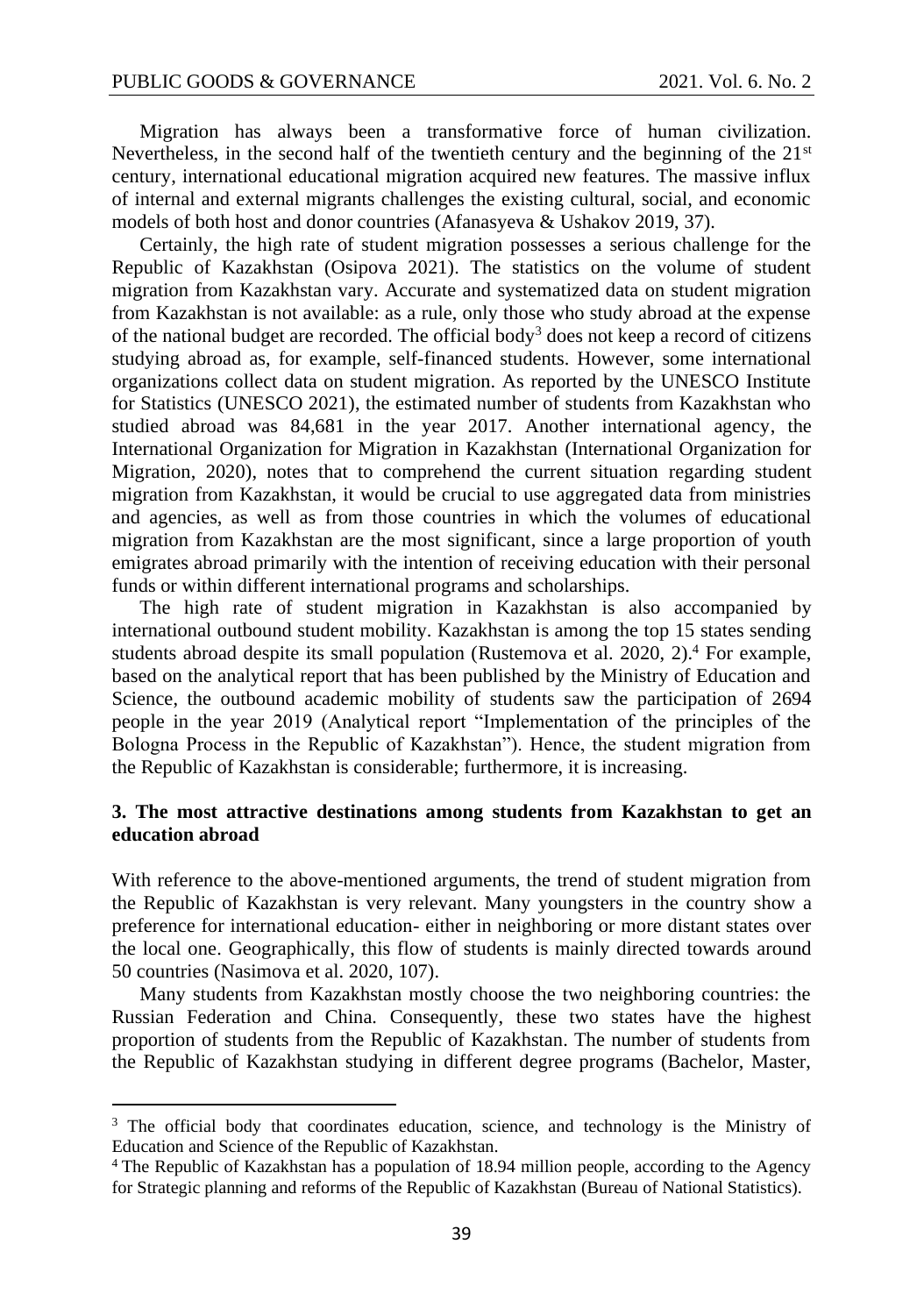Migration has always been a transformative force of human civilization. Nevertheless, in the second half of the twentieth century and the beginning of the 21st century, international educational migration acquired new features. The massive influx of internal and external migrants challenges the existing cultural, social, and economic models of both host and donor countries (Afanasyeva & Ushakov 2019, 37).

Certainly, the high rate of student migration possesses a serious challenge for the Republic of Kazakhstan (Osipova 2021). The statistics on the volume of student migration from Kazakhstan vary. Accurate and systematized data on student migration from Kazakhstan is not available: as a rule, only those who study abroad at the expense of the national budget are recorded. The official body[3] does not keep a record of citizens studying abroad as, for example, self-financed students. However, some international organizations collect data on student migration. As reported by the UNESCO Institute for Statistics (UNESCO 2021), the estimated number of students from Kazakhstan who studied abroad was 84,681 in the year 2017. Another international agency, the International Organization for Migration in Kazakhstan (International Organization for Migration, 2020), notes that to comprehend the current situation regarding student migration from Kazakhstan, it would be crucial to use aggregated data from ministries and agencies, as well as from those countries in which the volumes of educational migration from Kazakhstan are the most significant, since a large proportion of youth emigrates abroad primarily with the intention of receiving education with their personal funds or within different international programs and scholarships.

The high rate of student migration in Kazakhstan is also accompanied by international outbound student mobility. Kazakhstan is among the top 15 states sending students abroad despite its small population (Rustemova et al. 2020, 2).[4] For example, based on the analytical report that has been published by the Ministry of Education and Science, the outbound academic mobility of students saw the participation of 2694 people in the year 2019 (Analytical report "Implementation of the principles of the Bologna Process in the Republic of Kazakhstan"). Hence, the student migration from the Republic of Kazakhstan is considerable; furthermore, it is increasing.

## 3. The most attractive destinations among students from Kazakhstan to get an education abroad

With reference to the above-mentioned arguments, the trend of student migration from the Republic of Kazakhstan is very relevant. Many youngsters in the country show a preference for international education- either in neighboring or more distant states over the local one. Geographically, this flow of students is mainly directed towards around 50 countries (Nasimova et al. 2020, 107).

Many students from Kazakhstan mostly choose the two neighboring countries: the Russian Federation and China. Consequently, these two states have the highest proportion of students from the Republic of Kazakhstan. The number of students from the Republic of Kazakhstan studying in different degree programs (Bachelor, Master,

---

[3] The official body that coordinates education, science, and technology is the Ministry of Education and Science of the Republic of Kazakhstan.

[4] The Republic of Kazakhstan has a population of 18.94 million people, according to the Agency for Strategic planning and reforms of the Republic of Kazakhstan (Bureau of National Statistics).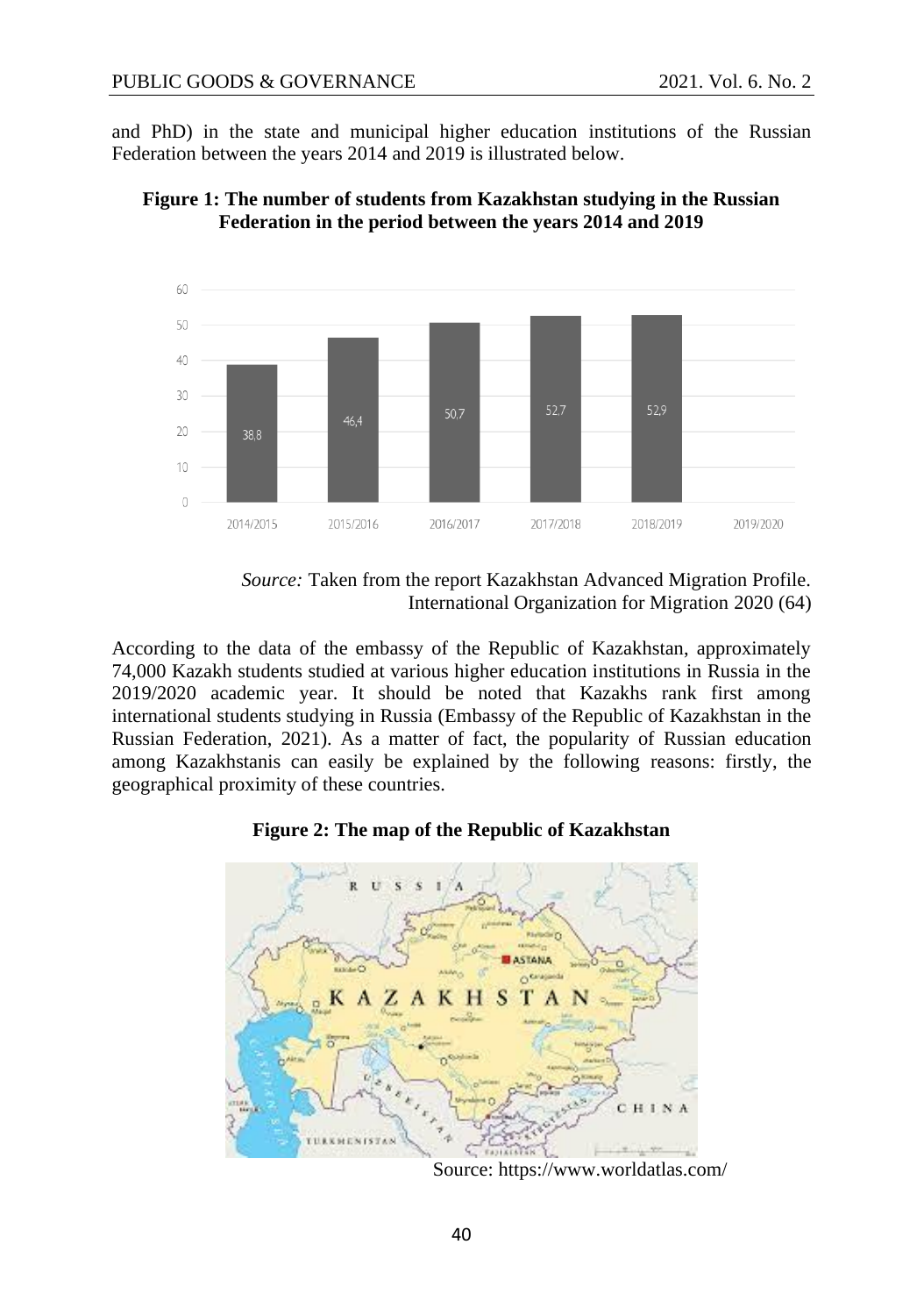and PhD) in the state and municipal higher education institutions of the Russian Federation between the years 2014 and 2019 is illustrated below.

**Figure 1: The number of students from Kazakhstan studying in the Russian Federation in the period between the years 2014 and 2019**

60
50
40
30
20
10
0

38,8
46,4
50,7
52,7
52,9

2014/2015
2015/2016
2016/2017
2017/2018
2018/2019
2019/2020

*Source:* Taken from the report Kazakhstan Advanced Migration Profile. International Organization for Migration 2020 (64)

According to the data of the embassy of the Republic of Kazakhstan, approximately 74,000 Kazakh students studied at various higher education institutions in Russia in the 2019/2020 academic year. It should be noted that Kazakhs rank first among international students studying in Russia (Embassy of the Republic of Kazakhstan in the Russian Federation, 2021). As a matter of fact, the popularity of Russian education among Kazakhstanis can easily be explained by the following reasons: firstly, the geographical proximity of these countries.

**Figure 2: The map of the Republic of Kazakhstan**

Source: https://www.worldatlas.com/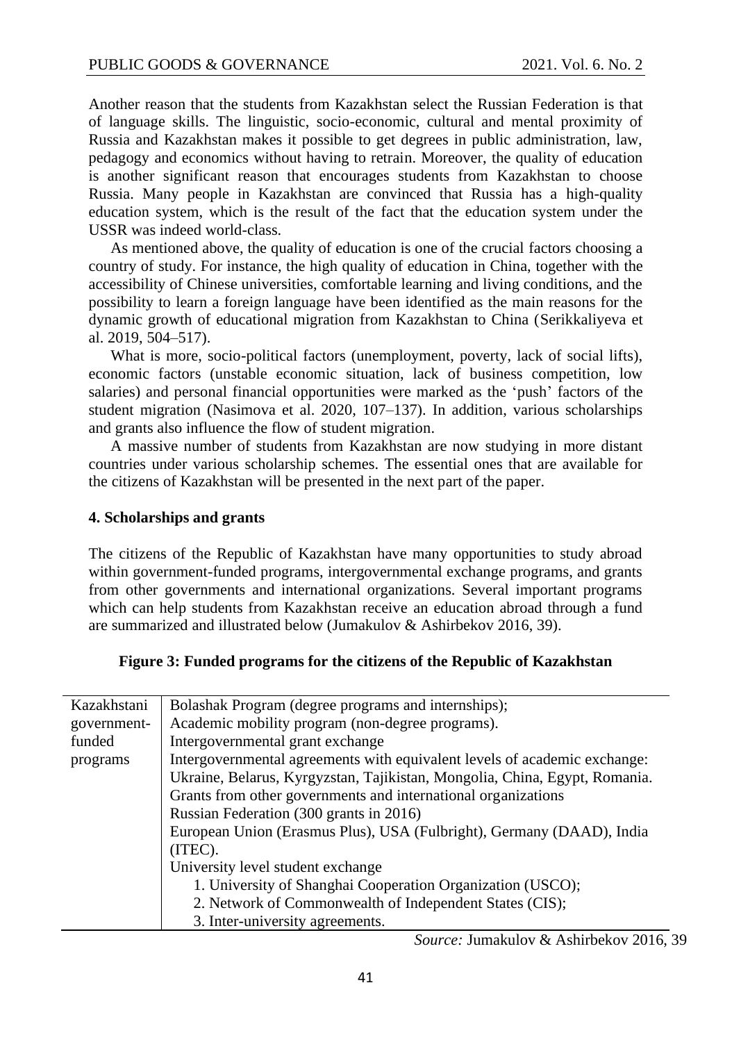Another reason that the students from Kazakhstan select the Russian Federation is that of language skills. The linguistic, socio-economic, cultural and mental proximity of Russia and Kazakhstan makes it possible to get degrees in public administration, law, pedagogy and economics without having to retrain. Moreover, the quality of education is another significant reason that encourages students from Kazakhstan to choose Russia. Many people in Kazakhstan are convinced that Russia has a high-quality education system, which is the result of the fact that the education system under the USSR was indeed world-class.

As mentioned above, the quality of education is one of the crucial factors choosing a country of study. For instance, the high quality of education in China, together with the accessibility of Chinese universities, comfortable learning and living conditions, and the possibility to learn a foreign language have been identified as the main reasons for the dynamic growth of educational migration from Kazakhstan to China (Serikkaliyeva et al. 2019, 504–517).

What is more, socio-political factors (unemployment, poverty, lack of social lifts), economic factors (unstable economic situation, lack of business competition, low salaries) and personal financial opportunities were marked as the 'push' factors of the student migration (Nasimova et al. 2020, 107–137). In addition, various scholarships and grants also influence the flow of student migration.

A massive number of students from Kazakhstan are now studying in more distant countries under various scholarship schemes. The essential ones that are available for the citizens of Kazakhstan will be presented in the next part of the paper.

## 4. Scholarships and grants

The citizens of the Republic of Kazakhstan have many opportunities to study abroad within government-funded programs, intergovernmental exchange programs, and grants from other governments and international organizations. Several important programs which can help students from Kazakhstan receive an education abroad through a fund are summarized and illustrated below (Jumakulov & Ashirbekov 2016, 39).

**Figure 3: Funded programs for the citizens of the Republic of Kazakhstan**

| | |
|---|---|
| Kazakhstani government-funded programs | Bolashak Program (degree programs and internships); |
| | Academic mobility program (non-degree programs). |
| | Intergovernmental grant exchange |
| | Intergovernmental agreements with equivalent levels of academic exchange: Ukraine, Belarus, Kyrgyzstan, Tajikistan, Mongolia, China, Egypt, Romania. |
| | Grants from other governments and international organizations |
| | Russian Federation (300 grants in 2016) |
| | European Union (Erasmus Plus), USA (Fulbright), Germany (DAAD), India (ITEC). |
| | University level student exchange |
| | 1. University of Shanghai Cooperation Organization (USCO); |
| | 2. Network of Commonwealth of Independent States (CIS); |
| | 3. Inter-university agreements. |

*Source:* Jumakulov & Ashirbekov 2016, 39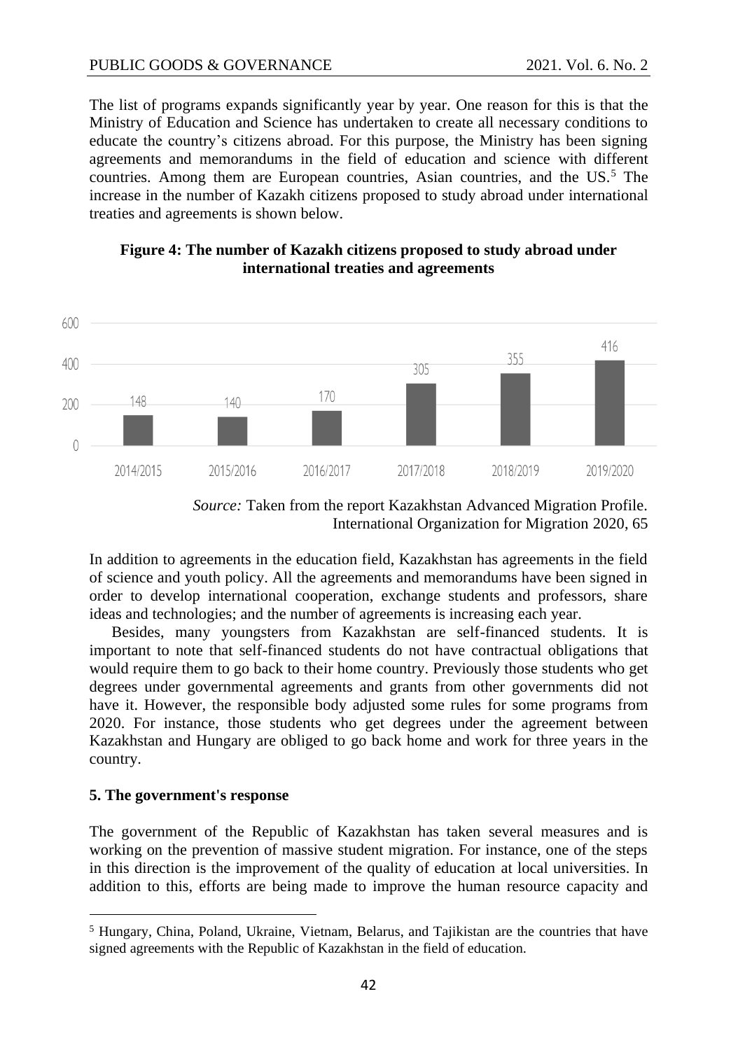The list of programs expands significantly year by year. One reason for this is that the Ministry of Education and Science has undertaken to create all necessary conditions to educate the country's citizens abroad. For this purpose, the Ministry has been signing agreements and memorandums in the field of education and science with different countries. Among them are European countries, Asian countries, and the US.[5] The increase in the number of Kazakh citizens proposed to study abroad under international treaties and agreements is shown below.

**Figure 4: The number of Kazakh citizens proposed to study abroad under international treaties and agreements**

600
400
200
0

148
140
170
305
355
416

2014/2015
2015/2016
2016/2017
2017/2018
2018/2019
2019/2020

*Source:* Taken from the report Kazakhstan Advanced Migration Profile. International Organization for Migration 2020, 65

In addition to agreements in the education field, Kazakhstan has agreements in the field of science and youth policy. All the agreements and memorandums have been signed in order to develop international cooperation, exchange students and professors, share ideas and technologies; and the number of agreements is increasing each year.

Besides, many youngsters from Kazakhstan are self-financed students. It is important to note that self-financed students do not have contractual obligations that would require them to go back to their home country. Previously those students who get degrees under governmental agreements and grants from other governments did not have it. However, the responsible body adjusted some rules for some programs from 2020. For instance, those students who get degrees under the agreement between Kazakhstan and Hungary are obliged to go back home and work for three years in the country.

## 5. The government's response

The government of the Republic of Kazakhstan has taken several measures and is working on the prevention of massive student migration. For instance, one of the steps in this direction is the improvement of the quality of education at local universities. In addition to this, efforts are being made to improve the human resource capacity and

[5] Hungary, China, Poland, Ukraine, Vietnam, Belarus, and Tajikistan are the countries that have signed agreements with the Republic of Kazakhstan in the field of education.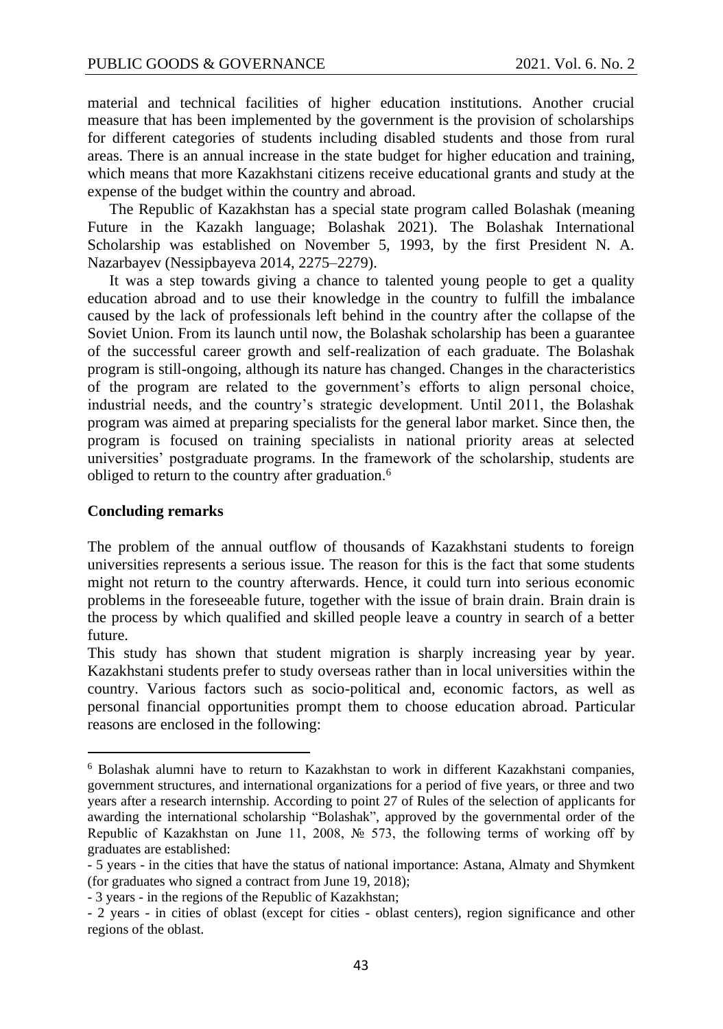material and technical facilities of higher education institutions. Another crucial measure that has been implemented by the government is the provision of scholarships for different categories of students including disabled students and those from rural areas. There is an annual increase in the state budget for higher education and training, which means that more Kazakhstani citizens receive educational grants and study at the expense of the budget within the country and abroad.

The Republic of Kazakhstan has a special state program called Bolashak (meaning Future in the Kazakh language; Bolashak 2021). The Bolashak International Scholarship was established on November 5, 1993, by the first President N. A. Nazarbayev (Nessipbayeva 2014, 2275–2279).

It was a step towards giving a chance to talented young people to get a quality education abroad and to use their knowledge in the country to fulfill the imbalance caused by the lack of professionals left behind in the country after the collapse of the Soviet Union. From its launch until now, the Bolashak scholarship has been a guarantee of the successful career growth and self-realization of each graduate. The Bolashak program is still-ongoing, although its nature has changed. Changes in the characteristics of the program are related to the government's efforts to align personal choice, industrial needs, and the country's strategic development. Until 2011, the Bolashak program was aimed at preparing specialists for the general labor market. Since then, the program is focused on training specialists in national priority areas at selected universities' postgraduate programs. In the framework of the scholarship, students are obliged to return to the country after graduation.[6]

**Concluding remarks**

The problem of the annual outflow of thousands of Kazakhstani students to foreign universities represents a serious issue. The reason for this is the fact that some students might not return to the country afterwards. Hence, it could turn into serious economic problems in the foreseeable future, together with the issue of brain drain. Brain drain is the process by which qualified and skilled people leave a country in search of a better future.

This study has shown that student migration is sharply increasing year by year. Kazakhstani students prefer to study overseas rather than in local universities within the country. Various factors such as socio-political and, economic factors, as well as personal financial opportunities prompt them to choose education abroad. Particular reasons are enclosed in the following:

---

[6] Bolashak alumni have to return to Kazakhstan to work in different Kazakhstani companies, government structures, and international organizations for a period of five years, or three and two years after a research internship. According to point 27 of Rules of the selection of applicants for awarding the international scholarship "Bolashak", approved by the governmental order of the Republic of Kazakhstan on June 11, 2008, № 573, the following terms of working off by graduates are established:

- 5 years - in the cities that have the status of national importance: Astana, Almaty and Shymkent (for graduates who signed a contract from June 19, 2018);
- 3 years - in the regions of the Republic of Kazakhstan;
- 2 years - in cities of oblast (except for cities - oblast centers), region significance and other regions of the oblast.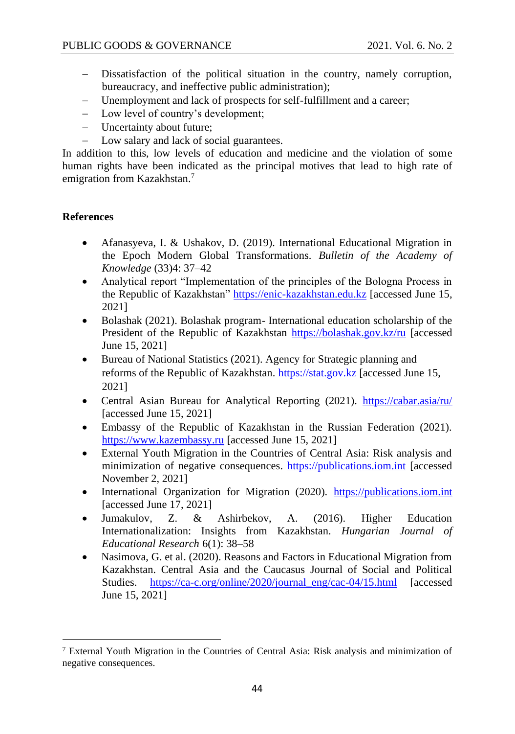- Dissatisfaction of the political situation in the country, namely corruption, bureaucracy, and ineffective public administration);
- Unemployment and lack of prospects for self-fulfillment and a career;
- Low level of country's development;
- Uncertainty about future;
- Low salary and lack of social guarantees.

In addition to this, low levels of education and medicine and the violation of some human rights have been indicated as the principal motives that lead to high rate of emigration from Kazakhstan.[7]

**References**

- Afanasyeva, I. & Ushakov, D. (2019). International Educational Migration in the Epoch Modern Global Transformations. *Bulletin of the Academy of Knowledge* (33)4: 37–42
- Analytical report "Implementation of the principles of the Bologna Process in the Republic of Kazakhstan" https://enic-kazakhstan.edu.kz [accessed June 15, 2021]
- Bolashak (2021). Bolashak program- International education scholarship of the President of the Republic of Kazakhstan https://bolashak.gov.kz/ru [accessed June 15, 2021]
- Bureau of National Statistics (2021). Agency for Strategic planning and reforms of the Republic of Kazakhstan. https://stat.gov.kz [accessed June 15, 2021]
- Central Asian Bureau for Analytical Reporting (2021). https://cabar.asia/ru/ [accessed June 15, 2021]
- Embassy of the Republic of Kazakhstan in the Russian Federation (2021). https://www.kazembassy.ru [accessed June 15, 2021]
- External Youth Migration in the Countries of Central Asia: Risk analysis and minimization of negative consequences. https://publications.iom.int [accessed November 2, 2021]
- International Organization for Migration (2020). https://publications.iom.int [accessed June 17, 2021]
- Jumakulov, Z. & Ashirbekov, A. (2016). Higher Education Internationalization: Insights from Kazakhstan. *Hungarian Journal of Educational Research* 6(1): 38–58
- Nasimova, G. et al. (2020). Reasons and Factors in Educational Migration from Kazakhstan. Central Asia and the Caucasus Journal of Social and Political Studies. https://ca-c.org/online/2020/journal_eng/cac-04/15.html [accessed June 15, 2021]

---

[7] External Youth Migration in the Countries of Central Asia: Risk analysis and minimization of negative consequences.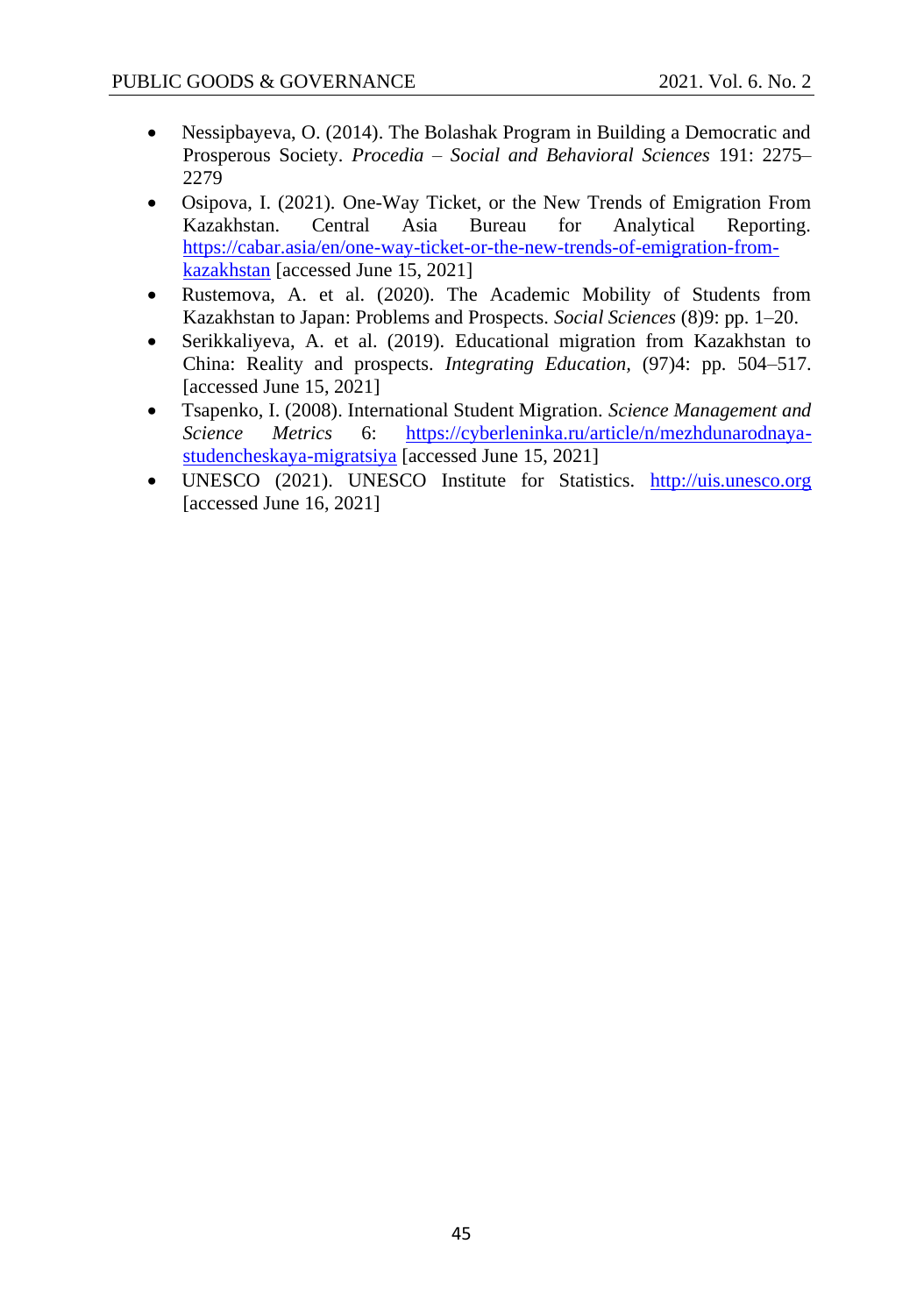- Nessipbayeva, O. (2014). The Bolashak Program in Building a Democratic and Prosperous Society. *Procedia – Social and Behavioral Sciences* 191: 2275–2279
- Osipova, I. (2021). One-Way Ticket, or the New Trends of Emigration From Kazakhstan. Central Asia Bureau for Analytical Reporting. https://cabar.asia/en/one-way-ticket-or-the-new-trends-of-emigration-from-kazakhstan [accessed June 15, 2021]
- Rustemova, A. et al. (2020). The Academic Mobility of Students from Kazakhstan to Japan: Problems and Prospects. *Social Sciences* (8)9: pp. 1–20.
- Serikkaliyeva, A. et al. (2019). Educational migration from Kazakhstan to China: Reality and prospects. *Integrating Education*, (97)4: pp. 504–517. [accessed June 15, 2021]
- Tsapenko, I. (2008). International Student Migration. *Science Management and Science Metrics* 6: https://cyberleninka.ru/article/n/mezhdunarodnaya-studencheskaya-migratsiya [accessed June 15, 2021]
- UNESCO (2021). UNESCO Institute for Statistics. http://uis.unesco.org [accessed June 16, 2021]